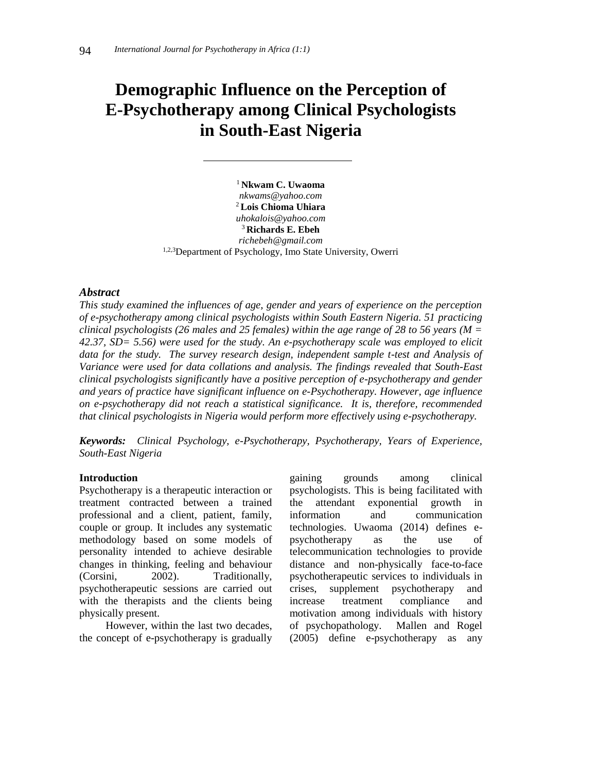# Demographic Influence on the Perception of E-Psychotherapy among Clinical Psychologists in South-East Nigeria

[1] **Nkwam C. Uwaoma**
*nkwams@yahoo.com*
[2] **Lois Chioma Uhiara**
*uhokalois@yahoo.com*
[3] **Richards E. Ebeh**
*richebeh@gmail.com*
[1,2,3]Department of Psychology, Imo State University, Owerri

### *Abstract*

*This study examined the influences of age, gender and years of experience on the perception of e-psychotherapy among clinical psychologists within South Eastern Nigeria. 51 practicing clinical psychologists (26 males and 25 females) within the age range of 28 to 56 years (M = 42.37, SD= 5.56) were used for the study. An e-psychotherapy scale was employed to elicit data for the study. The survey research design, independent sample t-test and Analysis of Variance were used for data collations and analysis. The findings revealed that South-East clinical psychologists significantly have a positive perception of e-psychotherapy and gender and years of practice have significant influence on e-Psychotherapy. However, age influence on e-psychotherapy did not reach a statistical significance. It is, therefore, recommended that clinical psychologists in Nigeria would perform more effectively using e-psychotherapy.*

***Keywords:*** *Clinical Psychology, e-Psychotherapy, Psychotherapy, Years of Experience, South-East Nigeria*

**Introduction**

Psychotherapy is a therapeutic interaction or treatment contracted between a trained professional and a client, patient, family, couple or group. It includes any systematic methodology based on some models of personality intended to achieve desirable changes in thinking, feeling and behaviour (Corsini, 2002). Traditionally, psychotherapeutic sessions are carried out with the therapists and the clients being physically present.

However, within the last two decades, the concept of e-psychotherapy is gradually gaining grounds among clinical psychologists. This is being facilitated with the attendant exponential growth in information and communication technologies. Uwaoma (2014) defines e-psychotherapy as the use of telecommunication technologies to provide distance and non-physically face-to-face psychotherapeutic services to individuals in crises, supplement psychotherapy and increase treatment compliance and motivation among individuals with history of psychopathology. Mallen and Rogel (2005) define e-psychotherapy as any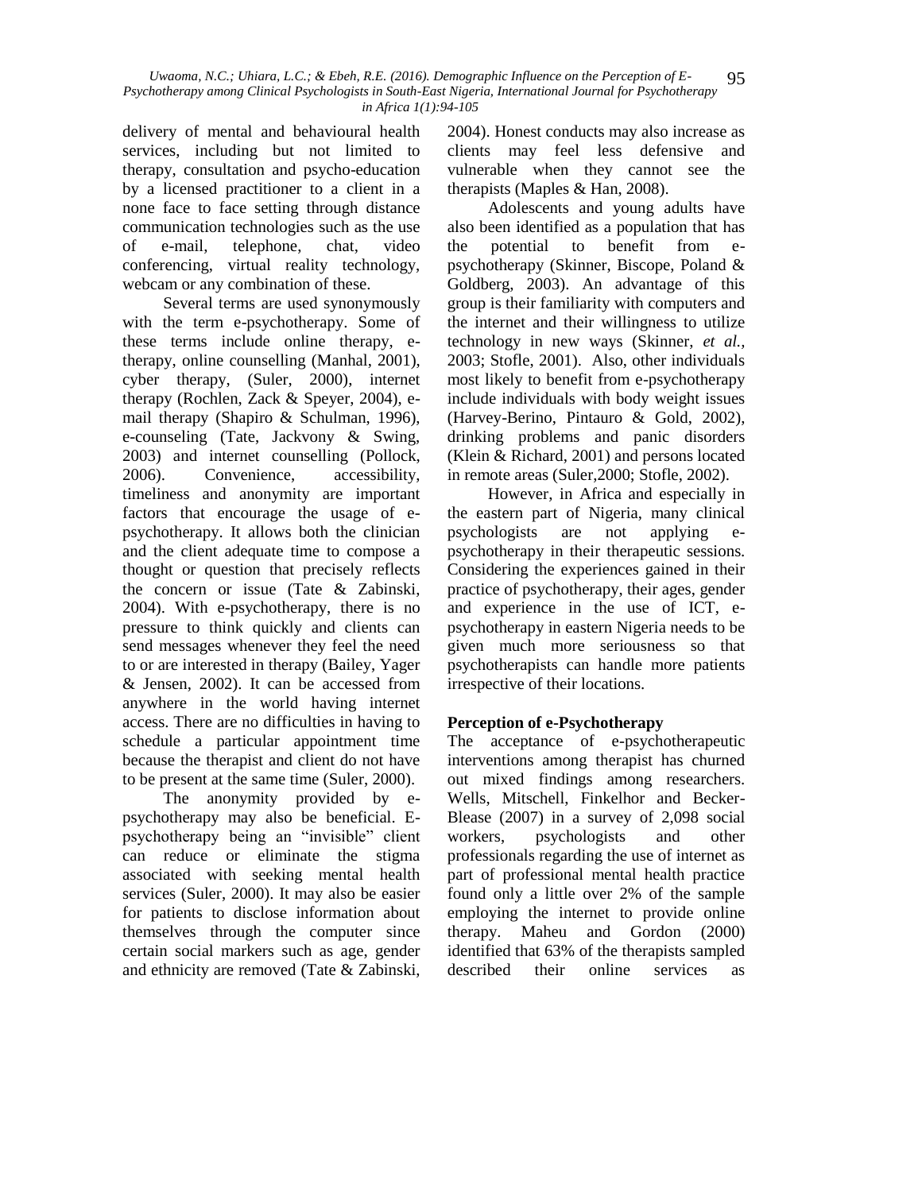delivery of mental and behavioural health services, including but not limited to therapy, consultation and psycho-education by a licensed practitioner to a client in a none face to face setting through distance communication technologies such as the use of e-mail, telephone, chat, video conferencing, virtual reality technology, webcam or any combination of these.

Several terms are used synonymously with the term e-psychotherapy. Some of these terms include online therapy, e-therapy, online counselling (Manhal, 2001), cyber therapy, (Suler, 2000), internet therapy (Rochlen, Zack & Speyer, 2004), e-mail therapy (Shapiro & Schulman, 1996), e-counseling (Tate, Jackvony & Swing, 2003) and internet counselling (Pollock, 2006). Convenience, accessibility, timeliness and anonymity are important factors that encourage the usage of e-psychotherapy. It allows both the clinician and the client adequate time to compose a thought or question that precisely reflects the concern or issue (Tate & Zabinski, 2004). With e-psychotherapy, there is no pressure to think quickly and clients can send messages whenever they feel the need to or are interested in therapy (Bailey, Yager & Jensen, 2002). It can be accessed from anywhere in the world having internet access. There are no difficulties in having to schedule a particular appointment time because the therapist and client do not have to be present at the same time (Suler, 2000).

The anonymity provided by e-psychotherapy may also be beneficial. E-psychotherapy being an "invisible" client can reduce or eliminate the stigma associated with seeking mental health services (Suler, 2000). It may also be easier for patients to disclose information about themselves through the computer since certain social markers such as age, gender and ethnicity are removed (Tate & Zabinski, 2004). Honest conducts may also increase as clients may feel less defensive and vulnerable when they cannot see the therapists (Maples & Han, 2008).

Adolescents and young adults have also been identified as a population that has the potential to benefit from e-psychotherapy (Skinner, Biscope, Poland & Goldberg, 2003). An advantage of this group is their familiarity with computers and the internet and their willingness to utilize technology in new ways (Skinner, *et al.*, 2003; Stofle, 2001). Also, other individuals most likely to benefit from e-psychotherapy include individuals with body weight issues (Harvey-Berino, Pintauro & Gold, 2002), drinking problems and panic disorders (Klein & Richard, 2001) and persons located in remote areas (Suler,2000; Stofle, 2002).

However, in Africa and especially in the eastern part of Nigeria, many clinical psychologists are not applying e-psychotherapy in their therapeutic sessions. Considering the experiences gained in their practice of psychotherapy, their ages, gender and experience in the use of ICT, e-psychotherapy in eastern Nigeria needs to be given much more seriousness so that psychotherapists can handle more patients irrespective of their locations.

**Perception of e-Psychotherapy**

The acceptance of e-psychotherapeutic interventions among therapist has churned out mixed findings among researchers. Wells, Mitschell, Finkelhor and Becker-Blease (2007) in a survey of 2,098 social workers, psychologists and other professionals regarding the use of internet as part of professional mental health practice found only a little over 2% of the sample employing the internet to provide online therapy. Maheu and Gordon (2000) identified that 63% of the therapists sampled described their online services as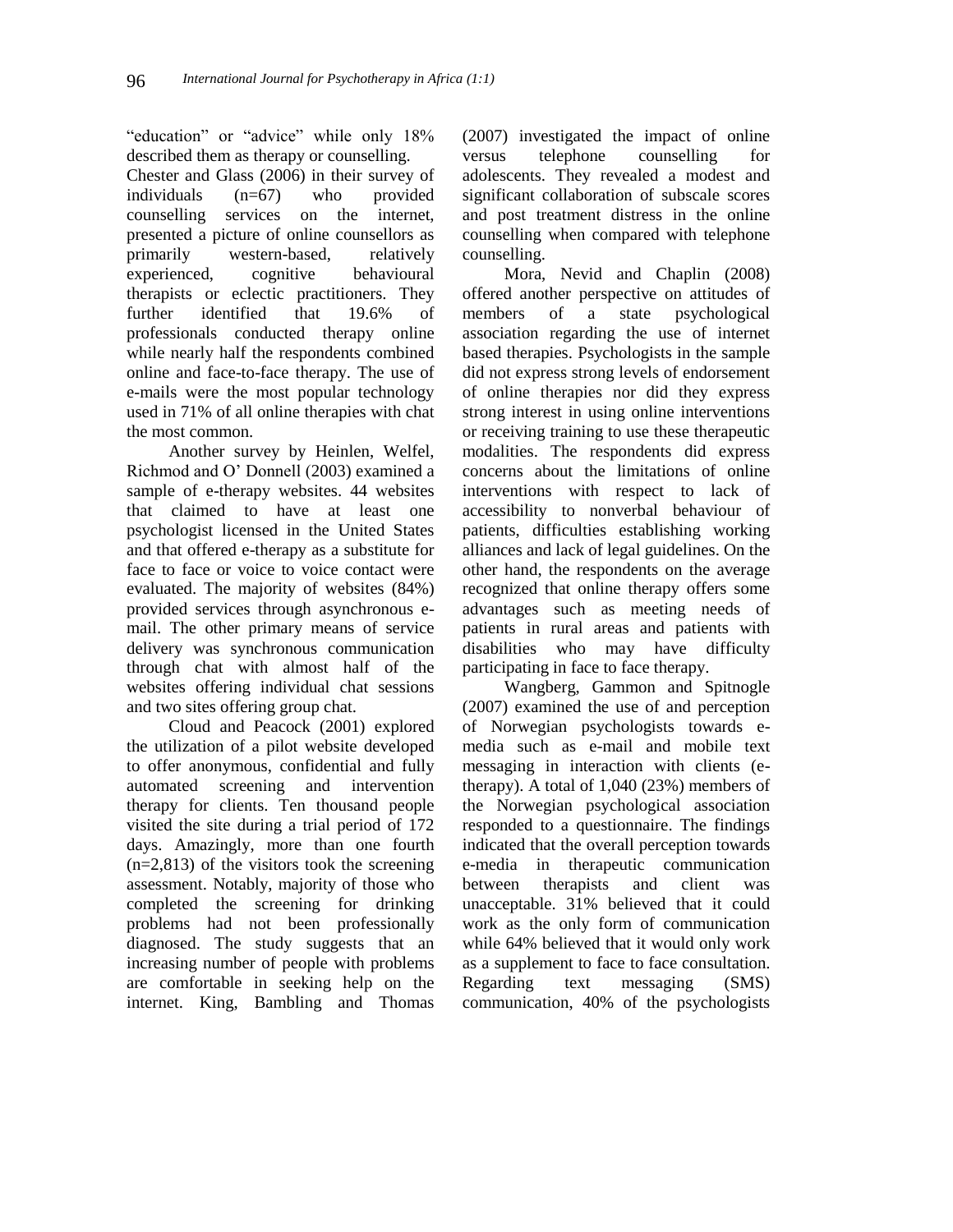"education" or "advice" while only 18% described them as therapy or counselling.

Chester and Glass (2006) in their survey of individuals (n=67) who provided counselling services on the internet, presented a picture of online counsellors as primarily western-based, relatively experienced, cognitive behavioural therapists or eclectic practitioners. They further identified that 19.6% of professionals conducted therapy online while nearly half the respondents combined online and face-to-face therapy. The use of e-mails were the most popular technology used in 71% of all online therapies with chat the most common.

Another survey by Heinlen, Welfel, Richmod and O' Donnell (2003) examined a sample of e-therapy websites. 44 websites that claimed to have at least one psychologist licensed in the United States and that offered e-therapy as a substitute for face to face or voice to voice contact were evaluated. The majority of websites (84%) provided services through asynchronous e-mail. The other primary means of service delivery was synchronous communication through chat with almost half of the websites offering individual chat sessions and two sites offering group chat.

Cloud and Peacock (2001) explored the utilization of a pilot website developed to offer anonymous, confidential and fully automated screening and intervention therapy for clients. Ten thousand people visited the site during a trial period of 172 days. Amazingly, more than one fourth (n=2,813) of the visitors took the screening assessment. Notably, majority of those who completed the screening for drinking problems had not been professionally diagnosed. The study suggests that an increasing number of people with problems are comfortable in seeking help on the internet. King, Bambling and Thomas (2007) investigated the impact of online versus telephone counselling for adolescents. They revealed a modest and significant collaboration of subscale scores and post treatment distress in the online counselling when compared with telephone counselling.

Mora, Nevid and Chaplin (2008) offered another perspective on attitudes of members of a state psychological association regarding the use of internet based therapies. Psychologists in the sample did not express strong levels of endorsement of online therapies nor did they express strong interest in using online interventions or receiving training to use these therapeutic modalities. The respondents did express concerns about the limitations of online interventions with respect to lack of accessibility to nonverbal behaviour of patients, difficulties establishing working alliances and lack of legal guidelines. On the other hand, the respondents on the average recognized that online therapy offers some advantages such as meeting needs of patients in rural areas and patients with disabilities who may have difficulty participating in face to face therapy.

Wangberg, Gammon and Spitnogle (2007) examined the use of and perception of Norwegian psychologists towards e-media such as e-mail and mobile text messaging in interaction with clients (e-therapy). A total of 1,040 (23%) members of the Norwegian psychological association responded to a questionnaire. The findings indicated that the overall perception towards e-media in therapeutic communication between therapists and client was unacceptable. 31% believed that it could work as the only form of communication while 64% believed that it would only work as a supplement to face to face consultation. Regarding text messaging (SMS) communication, 40% of the psychologists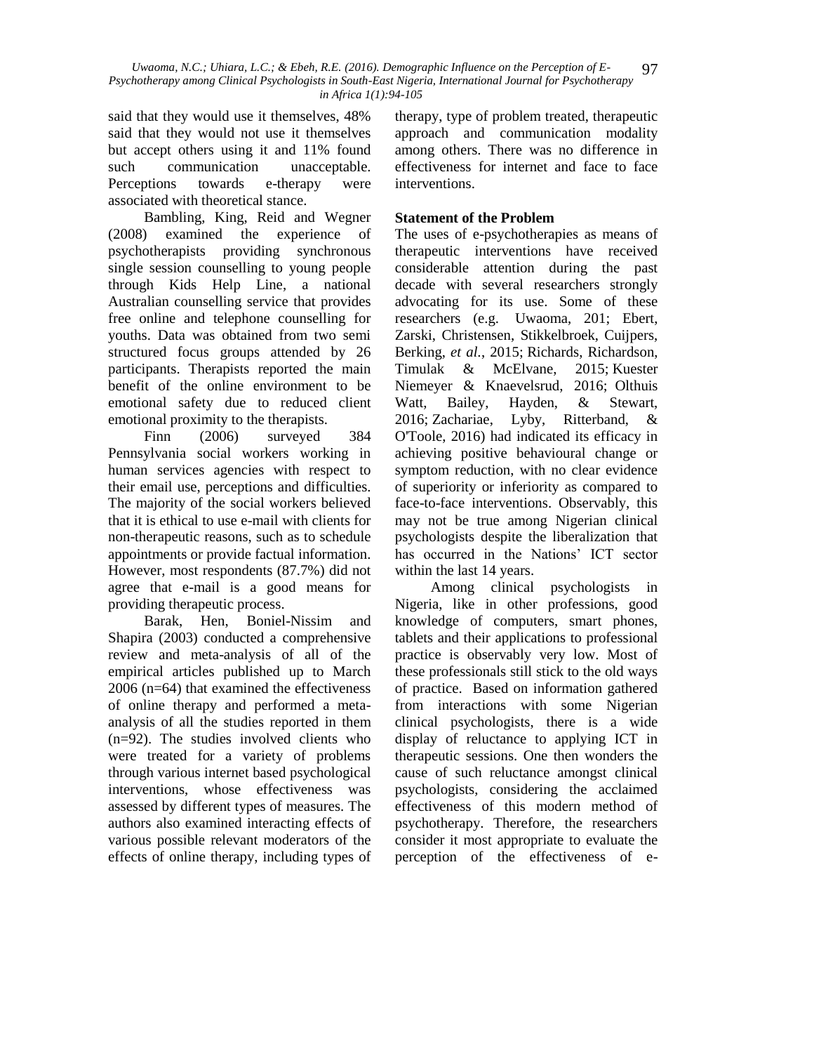said that they would use it themselves, 48% said that they would not use it themselves but accept others using it and 11% found such communication unacceptable. Perceptions towards e-therapy were associated with theoretical stance.

Bambling, King, Reid and Wegner (2008) examined the experience of psychotherapists providing synchronous single session counselling to young people through Kids Help Line, a national Australian counselling service that provides free online and telephone counselling for youths. Data was obtained from two semi structured focus groups attended by 26 participants. Therapists reported the main benefit of the online environment to be emotional safety due to reduced client emotional proximity to the therapists.

Finn (2006) surveyed 384 Pennsylvania social workers working in human services agencies with respect to their email use, perceptions and difficulties. The majority of the social workers believed that it is ethical to use e-mail with clients for non-therapeutic reasons, such as to schedule appointments or provide factual information. However, most respondents (87.7%) did not agree that e-mail is a good means for providing therapeutic process.

Barak, Hen, Boniel-Nissim and Shapira (2003) conducted a comprehensive review and meta-analysis of all of the empirical articles published up to March 2006 (n=64) that examined the effectiveness of online therapy and performed a meta-analysis of all the studies reported in them (n=92). The studies involved clients who were treated for a variety of problems through various internet based psychological interventions, whose effectiveness was assessed by different types of measures. The authors also examined interacting effects of various possible relevant moderators of the effects of online therapy, including types of therapy, type of problem treated, therapeutic approach and communication modality among others. There was no difference in effectiveness for internet and face to face interventions.

### Statement of the Problem

The uses of e-psychotherapies as means of therapeutic interventions have received considerable attention during the past decade with several researchers strongly advocating for its use. Some of these researchers (e.g. Uwaoma, 201; Ebert, Zarski, Christensen, Stikkelbroek, Cuijpers, Berking, *et al.*, 2015; Richards, Richardson, Timulak & McElvane, 2015; Kuester Niemeyer & Knaevelsrud, 2016; Olthuis Watt, Bailey, Hayden, & Stewart, 2016; Zachariae, Lyby, Ritterband, & O'Toole, 2016) had indicated its efficacy in achieving positive behavioural change or symptom reduction, with no clear evidence of superiority or inferiority as compared to face-to-face interventions. Observably, this may not be true among Nigerian clinical psychologists despite the liberalization that has occurred in the Nations' ICT sector within the last 14 years.

Among clinical psychologists in Nigeria, like in other professions, good knowledge of computers, smart phones, tablets and their applications to professional practice is observably very low. Most of these professionals still stick to the old ways of practice. Based on information gathered from interactions with some Nigerian clinical psychologists, there is a wide display of reluctance to applying ICT in therapeutic sessions. One then wonders the cause of such reluctance amongst clinical psychologists, considering the acclaimed effectiveness of this modern method of psychotherapy. Therefore, the researchers consider it most appropriate to evaluate the perception of the effectiveness of e-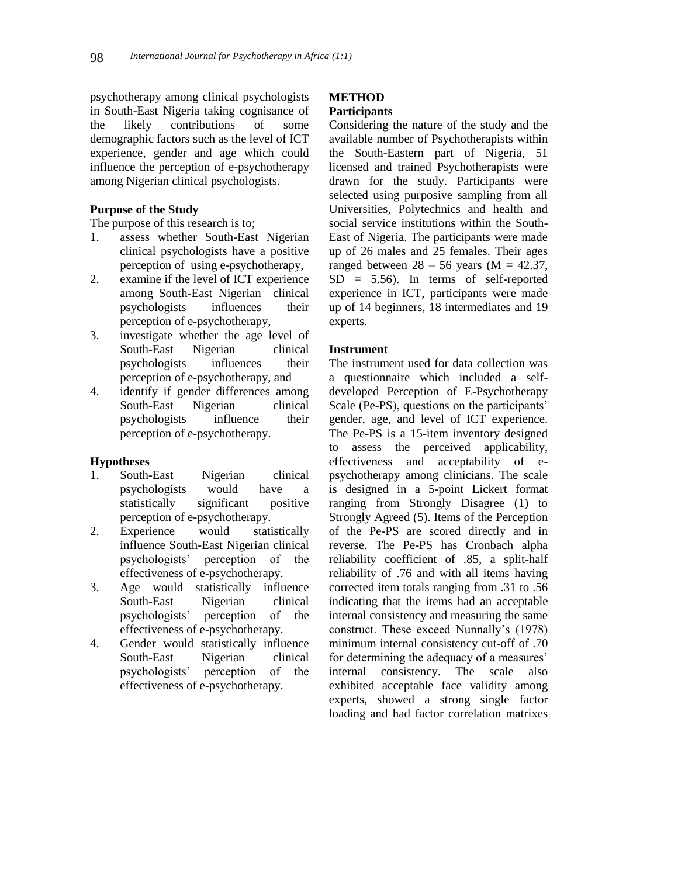psychotherapy among clinical psychologists in South-East Nigeria taking cognisance of the likely contributions of some demographic factors such as the level of ICT experience, gender and age which could influence the perception of e-psychotherapy among Nigerian clinical psychologists.

**Purpose of the Study**

The purpose of this research is to;

1. assess whether South-East Nigerian clinical psychologists have a positive perception of using e-psychotherapy,
2. examine if the level of ICT experience among South-East Nigerian clinical psychologists influences their perception of e-psychotherapy,
3. investigate whether the age level of South-East Nigerian clinical psychologists influences their perception of e-psychotherapy, and
4. identify if gender differences among South-East Nigerian clinical psychologists influence their perception of e-psychotherapy.

**Hypotheses**

1. South-East Nigerian clinical psychologists would have a statistically significant positive perception of e-psychotherapy.
2. Experience would statistically influence South-East Nigerian clinical psychologists' perception of the effectiveness of e-psychotherapy.
3. Age would statistically influence South-East Nigerian clinical psychologists' perception of the effectiveness of e-psychotherapy.
4. Gender would statistically influence South-East Nigerian clinical psychologists' perception of the effectiveness of e-psychotherapy.

## METHOD

**Participants**

Considering the nature of the study and the available number of Psychotherapists within the South-Eastern part of Nigeria, 51 licensed and trained Psychotherapists were drawn for the study. Participants were selected using purposive sampling from all Universities, Polytechnics and health and social service institutions within the South-East of Nigeria. The participants were made up of 26 males and 25 females. Their ages ranged between 28 – 56 years ($M = 42.37$, $SD = 5.56$). In terms of self-reported experience in ICT, participants were made up of 14 beginners, 18 intermediates and 19 experts.

**Instrument**

The instrument used for data collection was a questionnaire which included a self-developed Perception of E-Psychotherapy Scale (Pe-PS), questions on the participants' gender, age, and level of ICT experience. The Pe-PS is a 15-item inventory designed to assess the perceived applicability, effectiveness and acceptability of e-psychotherapy among clinicians. The scale is designed in a 5-point Lickert format ranging from Strongly Disagree (1) to Strongly Agreed (5). Items of the Perception of the Pe-PS are scored directly and in reverse. The Pe-PS has Cronbach alpha reliability coefficient of .85, a split-half reliability of .76 and with all items having corrected item totals ranging from .31 to .56 indicating that the items had an acceptable internal consistency and measuring the same construct. These exceed Nunnally's (1978) minimum internal consistency cut-off of .70 for determining the adequacy of a measures' internal consistency. The scale also exhibited acceptable face validity among experts, showed a strong single factor loading and had factor correlation matrixes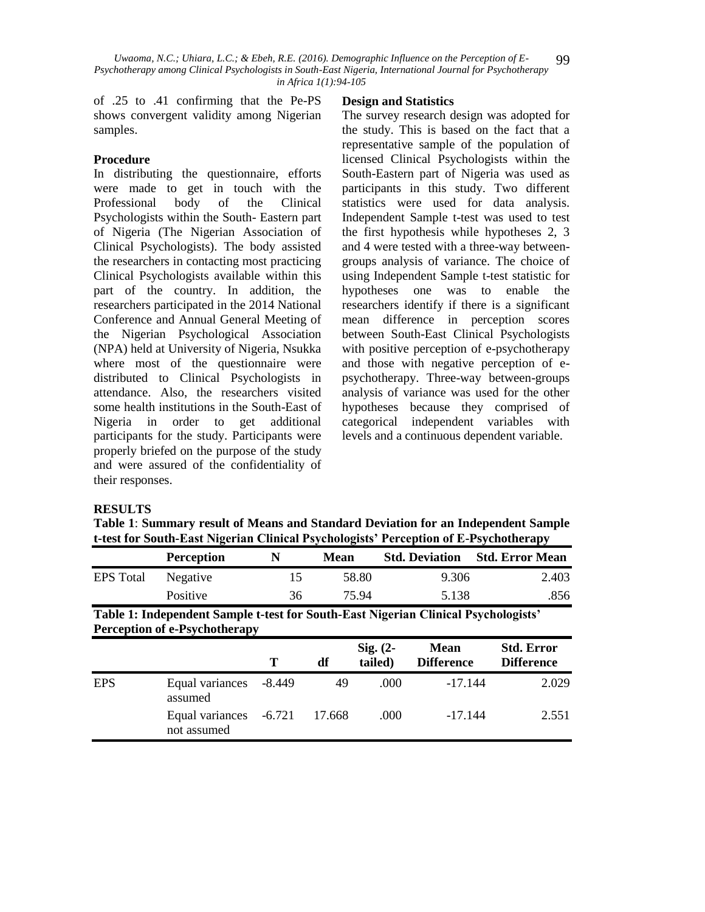of .25 to .41 confirming that the Pe-PS shows convergent validity among Nigerian samples.

### Procedure

In distributing the questionnaire, efforts were made to get in touch with the Professional body of the Clinical Psychologists within the South- Eastern part of Nigeria (The Nigerian Association of Clinical Psychologists). The body assisted the researchers in contacting most practicing Clinical Psychologists available within this part of the country. In addition, the researchers participated in the 2014 National Conference and Annual General Meeting of the Nigerian Psychological Association (NPA) held at University of Nigeria, Nsukka where most of the questionnaire were distributed to Clinical Psychologists in attendance. Also, the researchers visited some health institutions in the South-East of Nigeria in order to get additional participants for the study. Participants were properly briefed on the purpose of the study and were assured of the confidentiality of their responses.

### Design and Statistics

The survey research design was adopted for the study. This is based on the fact that a representative sample of the population of licensed Clinical Psychologists within the South-Eastern part of Nigeria was used as participants in this study. Two different statistics were used for data analysis. Independent Sample t-test was used to test the first hypothesis while hypotheses 2, 3 and 4 were tested with a three-way between-groups analysis of variance. The choice of using Independent Sample t-test statistic for hypotheses one was to enable the researchers identify if there is a significant mean difference in perception scores between South-East Clinical Psychologists with positive perception of e-psychotherapy and those with negative perception of e-psychotherapy. Three-way between-groups analysis of variance was used for the other hypotheses because they comprised of categorical independent variables with levels and a continuous dependent variable.

## RESULTS

**Table 1**: **Summary result of Means and Standard Deviation for an Independent Sample t-test for South-East Nigerian Clinical Psychologists' Perception of E-Psychotherapy**

| | Perception | N | Mean | Std. Deviation | Std. Error Mean |
|---|---|---|---|---|---|
| EPS Total | Negative | 15 | 58.80 | 9.306 | 2.403 |
| | Positive | 36 | 75.94 | 5.138 | .856 |

**Table 1: Independent Sample t-test for South-East Nigerian Clinical Psychologists' Perception of e-Psychotherapy**

| | | T | df | Sig. (2-tailed) | Mean Difference | Std. Error Difference |
|---|---|---|---|---|---|---|
| EPS | Equal variances assumed | -8.449 | 49 | .000 | -17.144 | 2.029 |
| | Equal variances not assumed | -6.721 | 17.668 | .000 | -17.144 | 2.551 |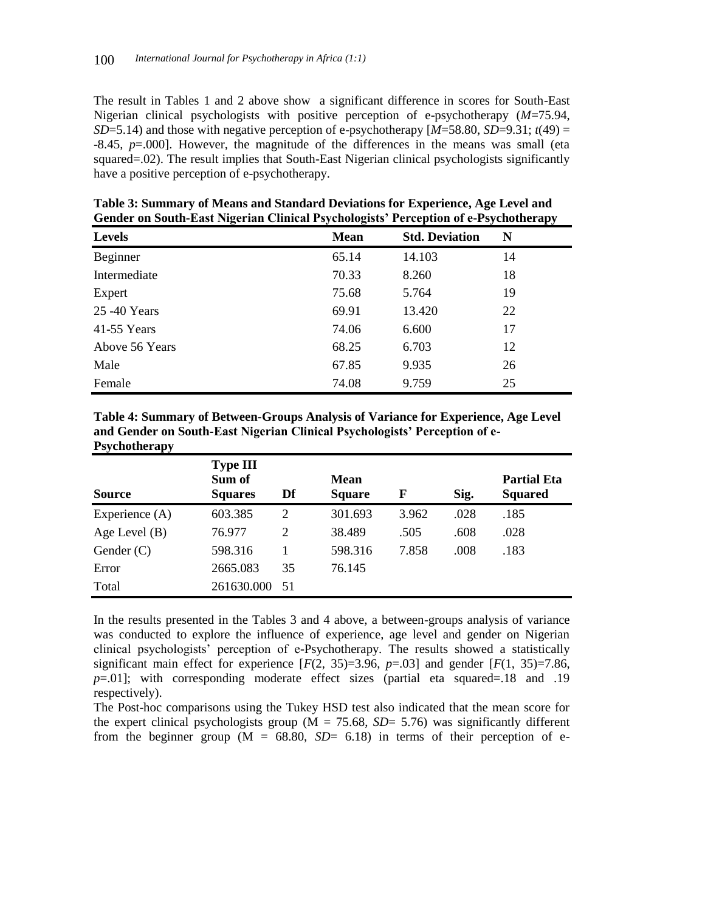The result in Tables 1 and 2 above show a significant difference in scores for South-East Nigerian clinical psychologists with positive perception of e-psychotherapy ($M$=75.94, $SD$=5.14) and those with negative perception of e-psychotherapy [$M$=58.80, $SD$=9.31; $t(49)$ = -8.45, $p$=.000]. However, the magnitude of the differences in the means was small (eta squared=.02). The result implies that South-East Nigerian clinical psychologists significantly have a positive perception of e-psychotherapy.

**Table 3: Summary of Means and Standard Deviations for Experience, Age Level and Gender on South-East Nigerian Clinical Psychologists' Perception of e-Psychotherapy**

| Levels | Mean | Std. Deviation | N |
|---|---|---|---|
| Beginner | 65.14 | 14.103 | 14 |
| Intermediate | 70.33 | 8.260 | 18 |
| Expert | 75.68 | 5.764 | 19 |
| 25 -40 Years | 69.91 | 13.420 | 22 |
| 41-55 Years | 74.06 | 6.600 | 17 |
| Above 56 Years | 68.25 | 6.703 | 12 |
| Male | 67.85 | 9.935 | 26 |
| Female | 74.08 | 9.759 | 25 |

**Table 4: Summary of Between-Groups Analysis of Variance for Experience, Age Level and Gender on South-East Nigerian Clinical Psychologists' Perception of e-Psychotherapy**

| Source | Type III Sum of Squares | Df | Mean Square | F | Sig. | Partial Eta Squared |
|---|---|---|---|---|---|---|
| Experience (A) | 603.385 | 2 | 301.693 | 3.962 | .028 | .185 |
| Age Level (B) | 76.977 | 2 | 38.489 | .505 | .608 | .028 |
| Gender (C) | 598.316 | 1 | 598.316 | 7.858 | .008 | .183 |
| Error | 2665.083 | 35 | 76.145 | | | |
| Total | 261630.000 | 51 | | | | |

In the results presented in the Tables 3 and 4 above, a between-groups analysis of variance was conducted to explore the influence of experience, age level and gender on Nigerian clinical psychologists' perception of e-Psychotherapy. The results showed a statistically significant main effect for experience [$F(2, 35)$=3.96, $p$=.03] and gender [$F(1, 35)$=7.86, $p$=.01]; with corresponding moderate effect sizes (partial eta squared=.18 and .19 respectively).

The Post-hoc comparisons using the Tukey HSD test also indicated that the mean score for the expert clinical psychologists group (M = 75.68, $SD$= 5.76) was significantly different from the beginner group (M = 68.80, $SD$= 6.18) in terms of their perception of e-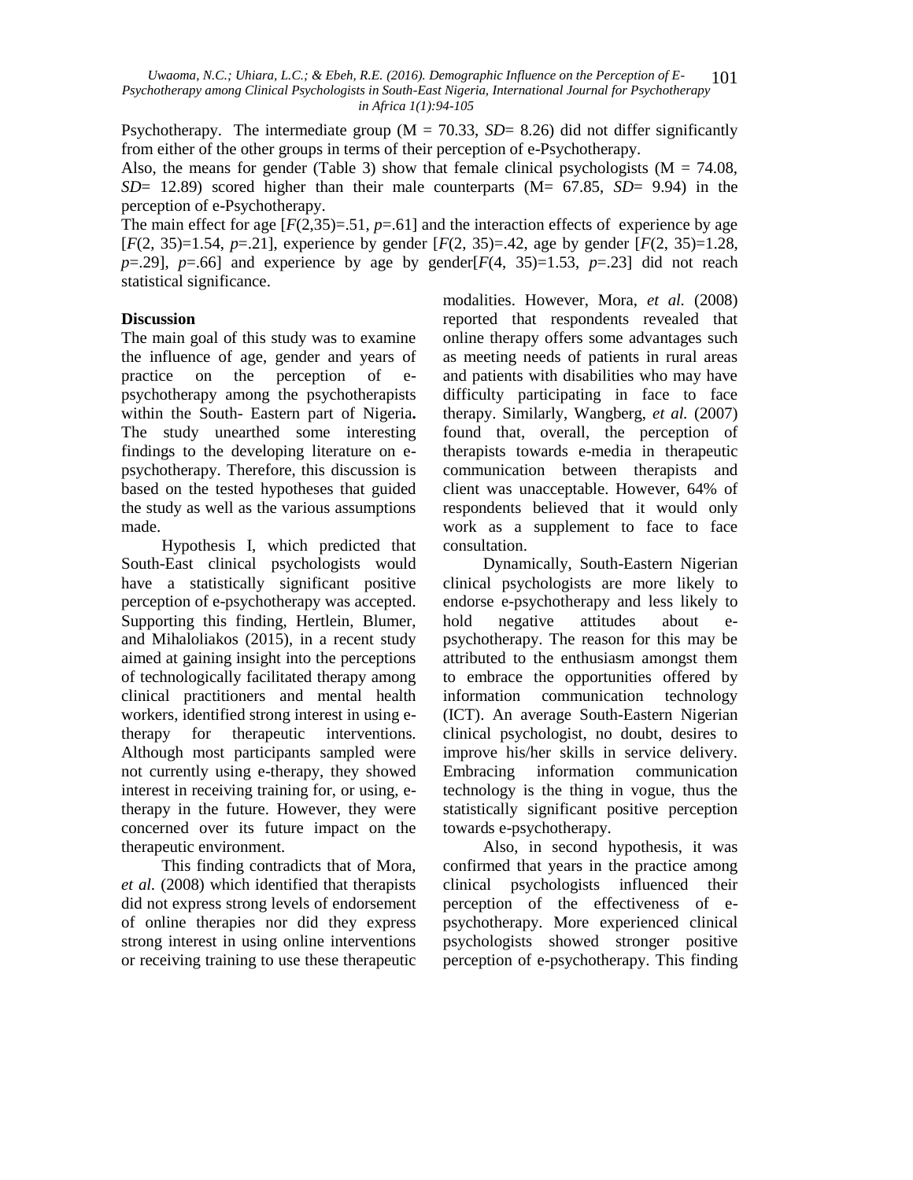Psychotherapy. The intermediate group (M = 70.33, *SD*= 8.26) did not differ significantly from either of the other groups in terms of their perception of e-Psychotherapy.

Also, the means for gender (Table 3) show that female clinical psychologists (M = 74.08, *SD*= 12.89) scored higher than their male counterparts (M= 67.85, *SD*= 9.94) in the perception of e-Psychotherapy.

The main effect for age [$F(2,35)=.51$, $p=.61$] and the interaction effects of experience by age [$F(2, 35)=1.54$, $p=.21$], experience by gender [$F(2, 35)=.42$, age by gender [$F(2, 35)=1.28$, $p=.29$], $p=.66$] and experience by age by gender[$F(4, 35)=1.53$, $p=.23$] did not reach statistical significance.

**Discussion**

The main goal of this study was to examine the influence of age, gender and years of practice on the perception of e-psychotherapy among the psychotherapists within the South- Eastern part of Nigeria**.** The study unearthed some interesting findings to the developing literature on e-psychotherapy. Therefore, this discussion is based on the tested hypotheses that guided the study as well as the various assumptions made.

Hypothesis I, which predicted that South-East clinical psychologists would have a statistically significant positive perception of e-psychotherapy was accepted. Supporting this finding, Hertlein, Blumer, and Mihaloliakos (2015), in a recent study aimed at gaining insight into the perceptions of technologically facilitated therapy among clinical practitioners and mental health workers, identified strong interest in using e-therapy for therapeutic interventions. Although most participants sampled were not currently using e-therapy, they showed interest in receiving training for, or using, e-therapy in the future. However, they were concerned over its future impact on the therapeutic environment.

This finding contradicts that of Mora, *et al.* (2008) which identified that therapists did not express strong levels of endorsement of online therapies nor did they express strong interest in using online interventions or receiving training to use these therapeutic modalities. However, Mora, *et al.* (2008) reported that respondents revealed that online therapy offers some advantages such as meeting needs of patients in rural areas and patients with disabilities who may have difficulty participating in face to face therapy. Similarly, Wangberg, *et al.* (2007) found that, overall, the perception of therapists towards e-media in therapeutic communication between therapists and client was unacceptable. However, 64% of respondents believed that it would only work as a supplement to face to face consultation.

Dynamically, South-Eastern Nigerian clinical psychologists are more likely to endorse e-psychotherapy and less likely to hold negative attitudes about e-psychotherapy. The reason for this may be attributed to the enthusiasm amongst them to embrace the opportunities offered by information communication technology (ICT). An average South-Eastern Nigerian clinical psychologist, no doubt, desires to improve his/her skills in service delivery. Embracing information communication technology is the thing in vogue, thus the statistically significant positive perception towards e-psychotherapy.

Also, in second hypothesis, it was confirmed that years in the practice among clinical psychologists influenced their perception of the effectiveness of e-psychotherapy. More experienced clinical psychologists showed stronger positive perception of e-psychotherapy. This finding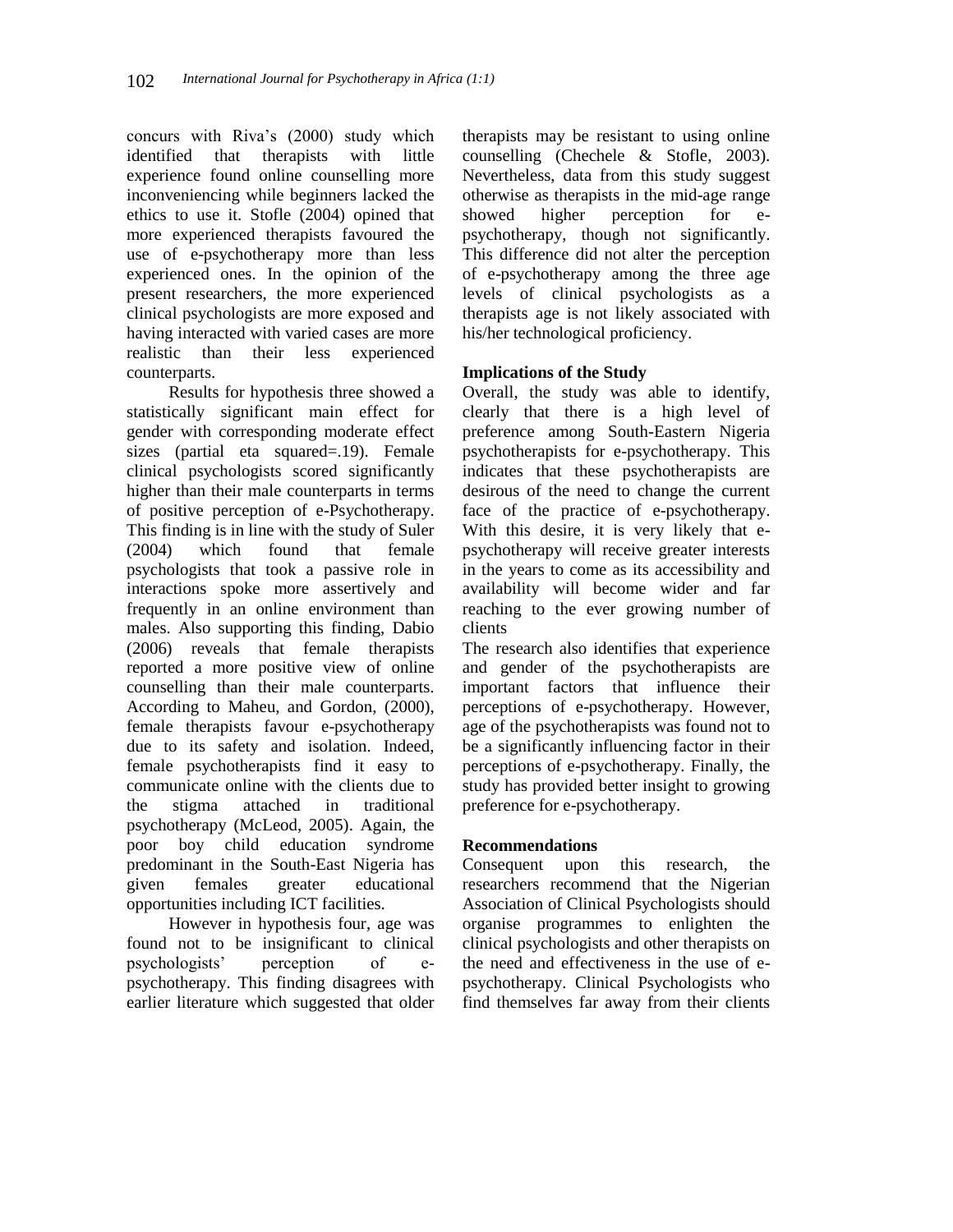concurs with Riva's (2000) study which identified that therapists with little experience found online counselling more inconveniencing while beginners lacked the ethics to use it. Stofle (2004) opined that more experienced therapists favoured the use of e-psychotherapy more than less experienced ones. In the opinion of the present researchers, the more experienced clinical psychologists are more exposed and having interacted with varied cases are more realistic than their less experienced counterparts.

Results for hypothesis three showed a statistically significant main effect for gender with corresponding moderate effect sizes (partial eta squared=.19). Female clinical psychologists scored significantly higher than their male counterparts in terms of positive perception of e-Psychotherapy. This finding is in line with the study of Suler (2004) which found that female psychologists that took a passive role in interactions spoke more assertively and frequently in an online environment than males. Also supporting this finding, Dabio (2006) reveals that female therapists reported a more positive view of online counselling than their male counterparts. According to Maheu, and Gordon, (2000), female therapists favour e-psychotherapy due to its safety and isolation. Indeed, female psychotherapists find it easy to communicate online with the clients due to the stigma attached in traditional psychotherapy (McLeod, 2005). Again, the poor boy child education syndrome predominant in the South-East Nigeria has given females greater educational opportunities including ICT facilities.

However in hypothesis four, age was found not to be insignificant to clinical psychologists' perception of e-psychotherapy. This finding disagrees with earlier literature which suggested that older therapists may be resistant to using online counselling (Chechele & Stofle, 2003). Nevertheless, data from this study suggest otherwise as therapists in the mid-age range showed higher perception for e-psychotherapy, though not significantly. This difference did not alter the perception of e-psychotherapy among the three age levels of clinical psychologists as a therapists age is not likely associated with his/her technological proficiency.

### Implications of the Study

Overall, the study was able to identify, clearly that there is a high level of preference among South-Eastern Nigeria psychotherapists for e-psychotherapy. This indicates that these psychotherapists are desirous of the need to change the current face of the practice of e-psychotherapy. With this desire, it is very likely that e-psychotherapy will receive greater interests in the years to come as its accessibility and availability will become wider and far reaching to the ever growing number of clients

The research also identifies that experience and gender of the psychotherapists are important factors that influence their perceptions of e-psychotherapy. However, age of the psychotherapists was found not to be a significantly influencing factor in their perceptions of e-psychotherapy. Finally, the study has provided better insight to growing preference for e-psychotherapy.

### Recommendations

Consequent upon this research, the researchers recommend that the Nigerian Association of Clinical Psychologists should organise programmes to enlighten the clinical psychologists and other therapists on the need and effectiveness in the use of e-psychotherapy. Clinical Psychologists who find themselves far away from their clients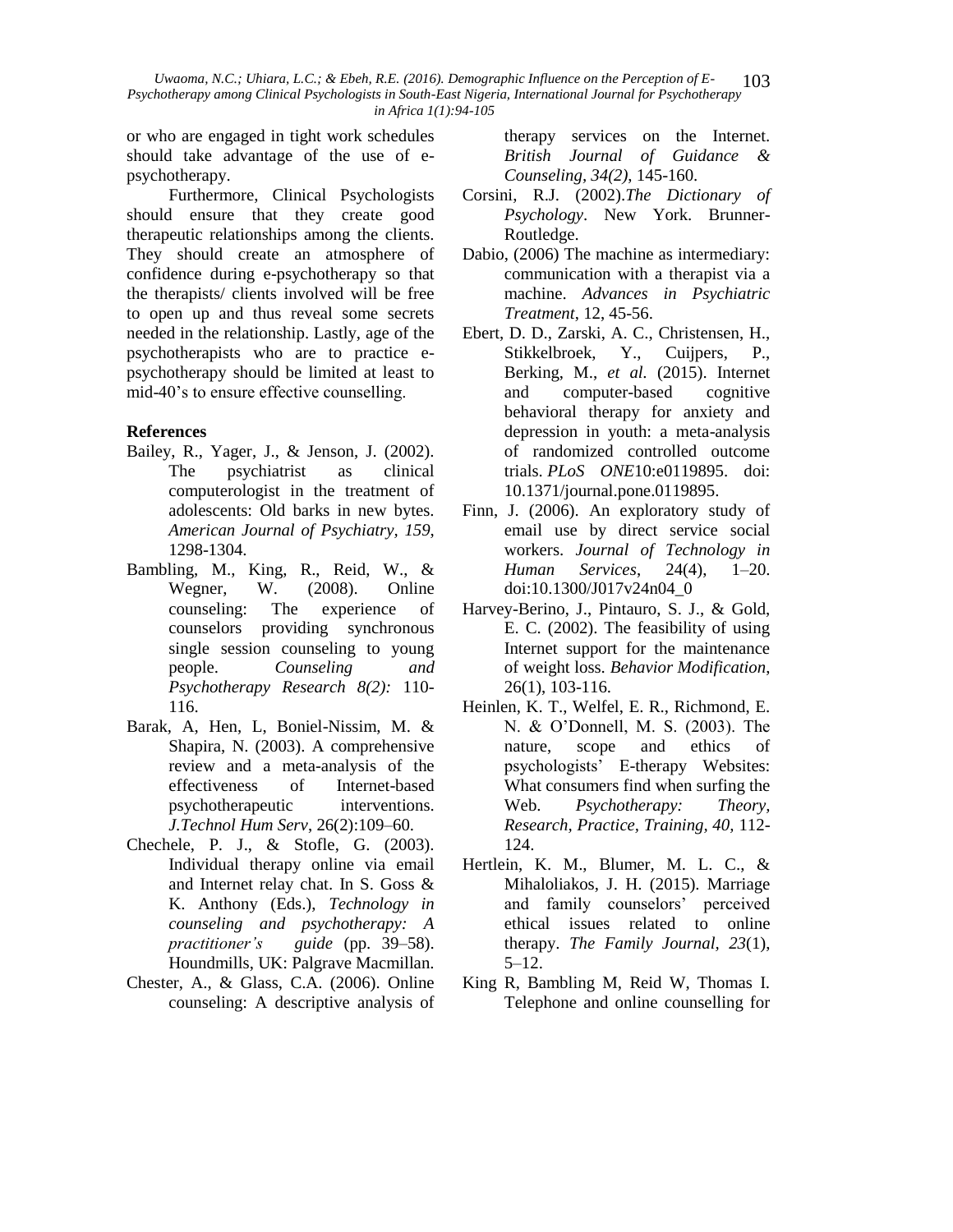or who are engaged in tight work schedules should take advantage of the use of e-psychotherapy.

Furthermore, Clinical Psychologists should ensure that they create good therapeutic relationships among the clients. They should create an atmosphere of confidence during e-psychotherapy so that the therapists/ clients involved will be free to open up and thus reveal some secrets needed in the relationship. Lastly, age of the psychotherapists who are to practice e-psychotherapy should be limited at least to mid-40's to ensure effective counselling.

## References

Bailey, R., Yager, J., & Jenson, J. (2002). The psychiatrist as clinical computerologist in the treatment of adolescents: Old barks in new bytes. *American Journal of Psychiatry, 159*, 1298-1304.

Bambling, M., King, R., Reid, W., & Wegner, W. (2008). Online counseling: The experience of counselors providing synchronous single session counseling to young people. *Counseling and Psychotherapy Research 8(2):* 110-116.

Barak, A, Hen, L, Boniel-Nissim, M. & Shapira, N. (2003). A comprehensive review and a meta-analysis of the effectiveness of Internet-based psychotherapeutic interventions. *J.Technol Hum Serv*, 26(2):109–60.

Chechele, P. J., & Stofle, G. (2003). Individual therapy online via email and Internet relay chat. In S. Goss & K. Anthony (Eds.), *Technology in counseling and psychotherapy: A practitioner's guide* (pp. 39–58). Houndmills, UK: Palgrave Macmillan.

Chester, A., & Glass, C.A. (2006). Online counseling: A descriptive analysis of therapy services on the Internet. *British Journal of Guidance & Counseling, 34(2)*, 145-160.

Corsini, R.J. (2002).*The Dictionary of Psychology*. New York. Brunner-Routledge.

Dabio, (2006) The machine as intermediary: communication with a therapist via a machine. *Advances in Psychiatric Treatment*, 12, 45-56.

Ebert, D. D., Zarski, A. C., Christensen, H., Stikkelbroek, Y., Cuijpers, P., Berking, M., *et al.* (2015). Internet and computer-based cognitive behavioral therapy for anxiety and depression in youth: a meta-analysis of randomized controlled outcome trials. *PLoS ONE*10:e0119895. doi: 10.1371/journal.pone.0119895.

Finn, J. (2006). An exploratory study of email use by direct service social workers. *Journal of Technology in Human Services*, 24(4), 1–20. doi:10.1300/J017v24n04_0

Harvey-Berino, J., Pintauro, S. J., & Gold, E. C. (2002). The feasibility of using Internet support for the maintenance of weight loss. *Behavior Modification*, 26(1), 103-116.

Heinlen, K. T., Welfel, E. R., Richmond, E. N. & O'Donnell, M. S. (2003). The nature, scope and ethics of psychologists' E-therapy Websites: What consumers find when surfing the Web. *Psychotherapy: Theory, Research, Practice, Training, 40,* 112-124.

Hertlein, K. M., Blumer, M. L. C., & Mihaloliakos, J. H. (2015). Marriage and family counselors' perceived ethical issues related to online therapy. *The Family Journal, 23*(1), 5–12.

King R, Bambling M, Reid W, Thomas I. Telephone and online counselling for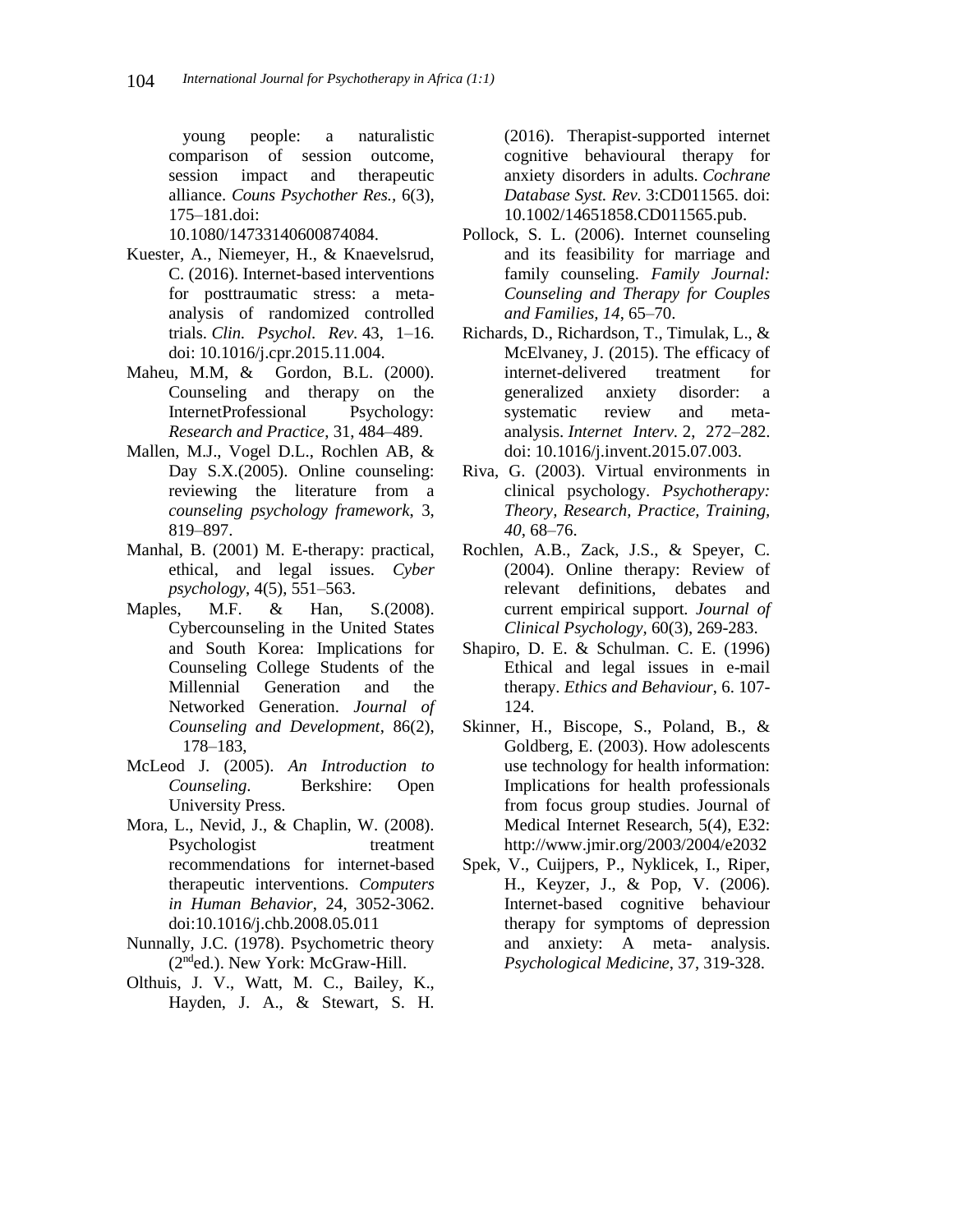young people: a naturalistic comparison of session outcome, session impact and therapeutic alliance. *Couns Psychother Res.*, 6(3), 175–181.doi: 10.1080/14733140600874084.

Kuester, A., Niemeyer, H., & Knaevelsrud, C. (2016). Internet-based interventions for posttraumatic stress: a meta-analysis of randomized controlled trials. *Clin. Psychol. Rev.* 43, 1–16. doi: 10.1016/j.cpr.2015.11.004.

Maheu, M.M, & Gordon, B.L. (2000). Counseling and therapy on the InternetProfessional Psychology: *Research and Practice*, 31, 484–489.

Mallen, M.J., Vogel D.L., Rochlen AB, & Day S.X.(2005). Online counseling: reviewing the literature from a *counseling psychology framework*, 3, 819–897.

Manhal, B. (2001) M. E-therapy: practical, ethical, and legal issues. *Cyber psychology*, 4(5), 551–563.

Maples, M.F. & Han, S.(2008). Cybercounseling in the United States and South Korea: Implications for Counseling College Students of the Millennial Generation and the Networked Generation. *Journal of Counseling and Development*, 86(2), 178–183,

McLeod J. (2005). *An Introduction to Counseling*. Berkshire: Open University Press.

Mora, L., Nevid, J., & Chaplin, W. (2008). Psychologist treatment recommendations for internet-based therapeutic interventions. *Computers in Human Behavior*, 24, 3052-3062. doi:10.1016/j.chb.2008.05.011

Nunnally, J.C. (1978). Psychometric theory (2nd ed.). New York: McGraw-Hill.

Olthuis, J. V., Watt, M. C., Bailey, K., Hayden, J. A., & Stewart, S. H. (2016). Therapist-supported internet cognitive behavioural therapy for anxiety disorders in adults. *Cochrane Database Syst. Rev*. 3:CD011565. doi: 10.1002/14651858.CD011565.pub.

Pollock, S. L. (2006). Internet counseling and its feasibility for marriage and family counseling. *Family Journal: Counseling and Therapy for Couples and Families, 14*, 65–70.

Richards, D., Richardson, T., Timulak, L., & McElvaney, J. (2015). The efficacy of internet-delivered treatment for generalized anxiety disorder: a systematic review and meta-analysis. *Internet Interv*. 2, 272–282. doi: 10.1016/j.invent.2015.07.003.

Riva, G. (2003). Virtual environments in clinical psychology. *Psychotherapy: Theory, Research, Practice, Training, 40*, 68–76.

Rochlen, A.B., Zack, J.S., & Speyer, C. (2004). Online therapy: Review of relevant definitions, debates and current empirical support. *Journal of Clinical Psychology*, 60(3), 269-283.

Shapiro, D. E. & Schulman. C. E. (1996) Ethical and legal issues in e-mail therapy. *Ethics and Behaviour*, 6. 107-124.

Skinner, H., Biscope, S., Poland, B., & Goldberg, E. (2003). How adolescents use technology for health information: Implications for health professionals from focus group studies. Journal of Medical Internet Research, 5(4), E32: http://www.jmir.org/2003/2004/e2032

Spek, V., Cuijpers, P., Nyklicek, I., Riper, H., Keyzer, J., & Pop, V. (2006). Internet-based cognitive behaviour therapy for symptoms of depression and anxiety: A meta- analysis. *Psychological Medicine*, 37, 319-328.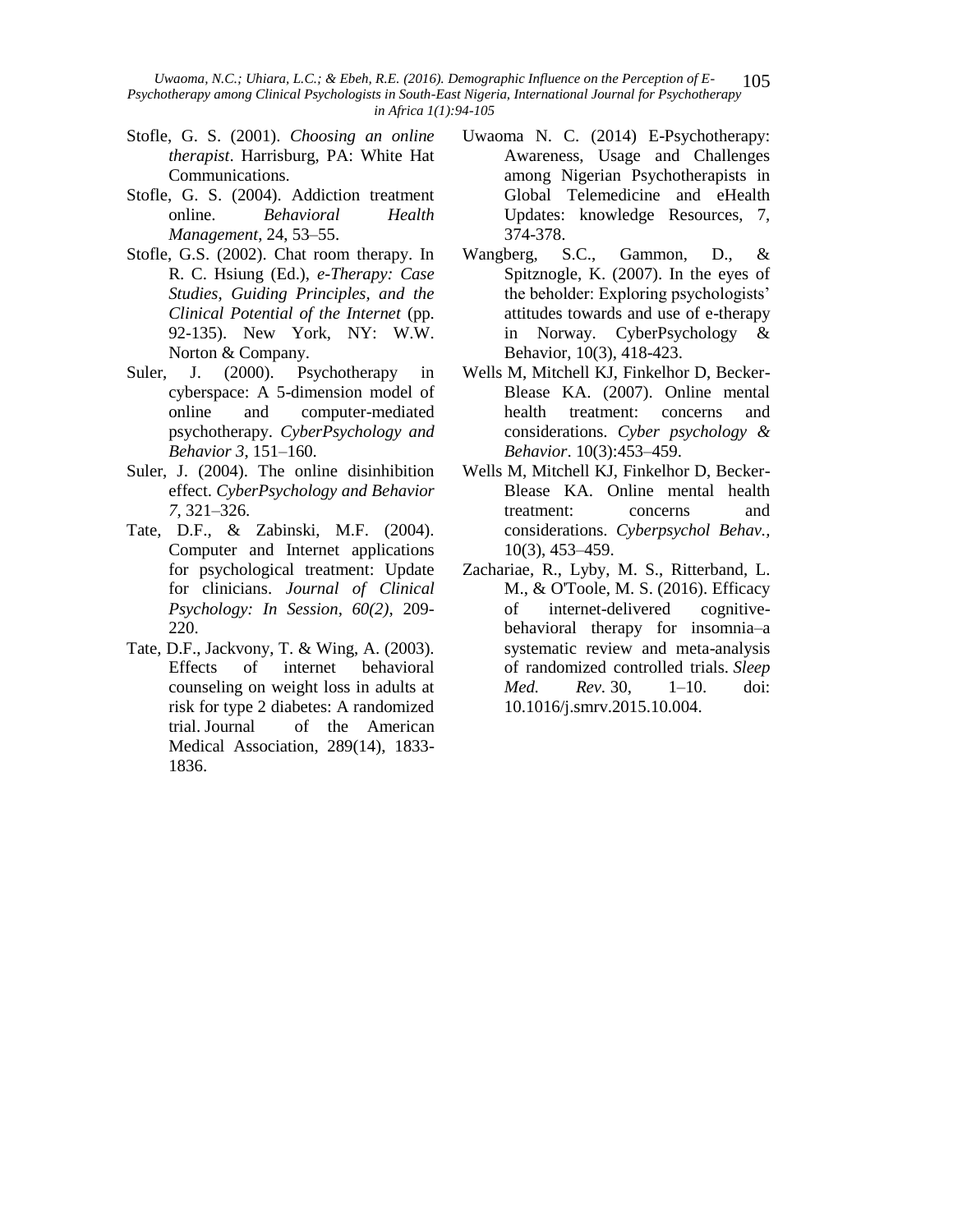Stofle, G. S. (2001). *Choosing an online therapist*. Harrisburg, PA: White Hat Communications.

Stofle, G. S. (2004). Addiction treatment online. *Behavioral Health Management*, 24, 53–55.

Stofle, G.S. (2002). Chat room therapy. In R. C. Hsiung (Ed.), *e-Therapy: Case Studies, Guiding Principles, and the Clinical Potential of the Internet* (pp. 92-135). New York, NY: W.W. Norton & Company.

Suler, J. (2000). Psychotherapy in cyberspace: A 5-dimension model of online and computer-mediated psychotherapy. *CyberPsychology and Behavior 3*, 151–160.

Suler, J. (2004). The online disinhibition effect. *CyberPsychology and Behavior 7*, 321–326.

Tate, D.F., & Zabinski, M.F. (2004). Computer and Internet applications for psychological treatment: Update for clinicians. *Journal of Clinical Psychology: In Session, 60(2)*, 209-220.

Tate, D.F., Jackvony, T. & Wing, A. (2003). Effects of internet behavioral counseling on weight loss in adults at risk for type 2 diabetes: A randomized trial. Journal of the American Medical Association, 289(14), 1833-1836.

Uwaoma N. C. (2014) E-Psychotherapy: Awareness, Usage and Challenges among Nigerian Psychotherapists in Global Telemedicine and eHealth Updates: knowledge Resources, 7, 374-378.

Wangberg, S.C., Gammon, D., & Spitznogle, K. (2007). In the eyes of the beholder: Exploring psychologists' attitudes towards and use of e-therapy in Norway. CyberPsychology & Behavior, 10(3), 418-423.

Wells M, Mitchell KJ, Finkelhor D, Becker-Blease KA. (2007). Online mental health treatment: concerns and considerations. *Cyber psychology & Behavior*. 10(3):453–459.

Wells M, Mitchell KJ, Finkelhor D, Becker-Blease KA. Online mental health treatment: concerns and considerations. *Cyberpsychol Behav.*, 10(3), 453–459.

Zachariae, R., Lyby, M. S., Ritterband, L. M., & O'Toole, M. S. (2016). Efficacy of internet-delivered cognitive-behavioral therapy for insomnia–a systematic review and meta-analysis of randomized controlled trials. *Sleep Med. Rev*. 30, 1–10. doi: 10.1016/j.smrv.2015.10.004.